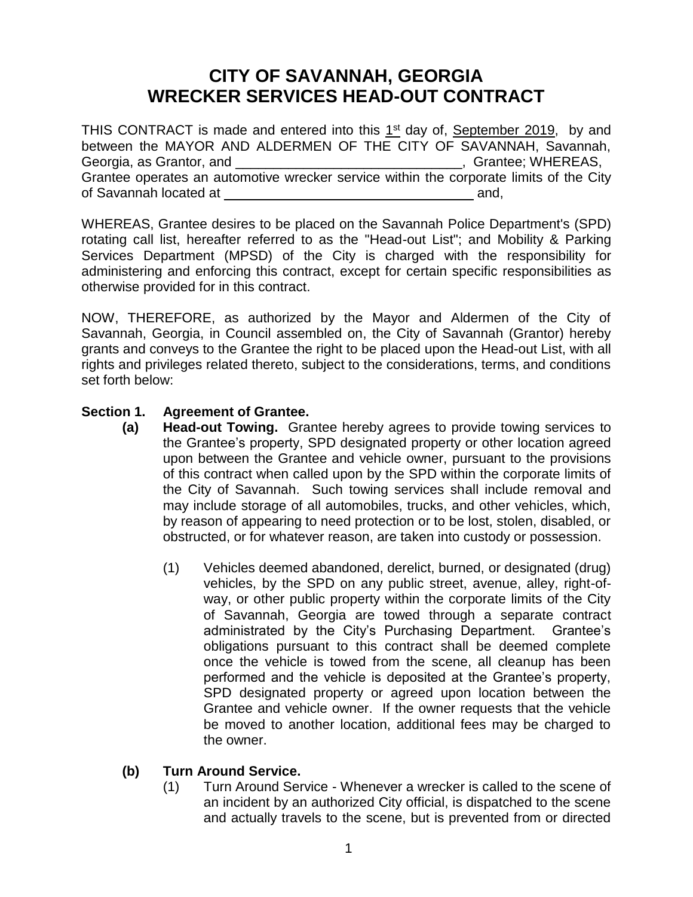# CITY OF SAVANNAH, GEORGIA
# WRECKER SERVICES HEAD-OUT CONTRACT

THIS CONTRACT is made and entered into this 1st day of, September 2019, by and between the MAYOR AND ALDERMEN OF THE CITY OF SAVANNAH, Savannah, Georgia, as Grantor, and ______________________________, Grantee; WHEREAS, Grantee operates an automotive wrecker service within the corporate limits of the City of Savannah located at ___________________________________ and,

WHEREAS, Grantee desires to be placed on the Savannah Police Department's (SPD) rotating call list, hereafter referred to as the "Head-out List"; and Mobility & Parking Services Department (MPSD) of the City is charged with the responsibility for administering and enforcing this contract, except for certain specific responsibilities as otherwise provided for in this contract.

NOW, THEREFORE, as authorized by the Mayor and Aldermen of the City of Savannah, Georgia, in Council assembled on, the City of Savannah (Grantor) hereby grants and conveys to the Grantee the right to be placed upon the Head-out List, with all rights and privileges related thereto, subject to the considerations, terms, and conditions set forth below:

**Section 1. Agreement of Grantee.**

**(a) Head-out Towing.** Grantee hereby agrees to provide towing services to the Grantee's property, SPD designated property or other location agreed upon between the Grantee and vehicle owner, pursuant to the provisions of this contract when called upon by the SPD within the corporate limits of the City of Savannah. Such towing services shall include removal and may include storage of all automobiles, trucks, and other vehicles, which, by reason of appearing to need protection or to be lost, stolen, disabled, or obstructed, or for whatever reason, are taken into custody or possession.

(1) Vehicles deemed abandoned, derelict, burned, or designated (drug) vehicles, by the SPD on any public street, avenue, alley, right-of-way, or other public property within the corporate limits of the City of Savannah, Georgia are towed through a separate contract administrated by the City's Purchasing Department. Grantee's obligations pursuant to this contract shall be deemed complete once the vehicle is towed from the scene, all cleanup has been performed and the vehicle is deposited at the Grantee's property, SPD designated property or agreed upon location between the Grantee and vehicle owner. If the owner requests that the vehicle be moved to another location, additional fees may be charged to the owner.

**(b) Turn Around Service.**

(1) Turn Around Service - Whenever a wrecker is called to the scene of an incident by an authorized City official, is dispatched to the scene and actually travels to the scene, but is prevented from or directed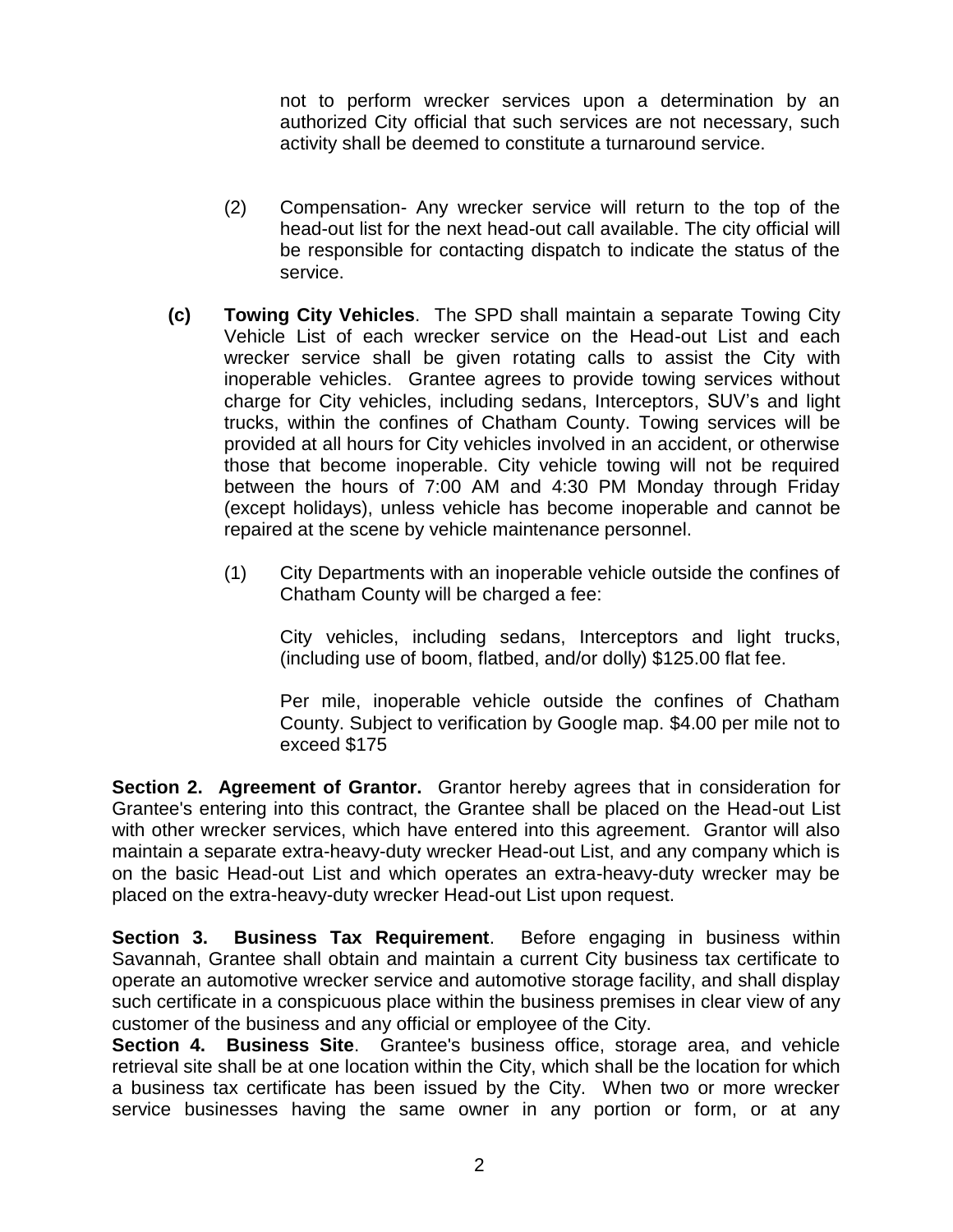not to perform wrecker services upon a determination by an authorized City official that such services are not necessary, such activity shall be deemed to constitute a turnaround service.

(2) Compensation- Any wrecker service will return to the top of the head-out list for the next head-out call available. The city official will be responsible for contacting dispatch to indicate the status of the service.

**(c) Towing City Vehicles**. The SPD shall maintain a separate Towing City Vehicle List of each wrecker service on the Head-out List and each wrecker service shall be given rotating calls to assist the City with inoperable vehicles. Grantee agrees to provide towing services without charge for City vehicles, including sedans, Interceptors, SUV's and light trucks, within the confines of Chatham County. Towing services will be provided at all hours for City vehicles involved in an accident, or otherwise those that become inoperable. City vehicle towing will not be required between the hours of 7:00 AM and 4:30 PM Monday through Friday (except holidays), unless vehicle has become inoperable and cannot be repaired at the scene by vehicle maintenance personnel.

(1) City Departments with an inoperable vehicle outside the confines of Chatham County will be charged a fee:

City vehicles, including sedans, Interceptors and light trucks, (including use of boom, flatbed, and/or dolly) $125.00 flat fee.

Per mile, inoperable vehicle outside the confines of Chatham County. Subject to verification by Google map. $4.00 per mile not to exceed $175

**Section 2. Agreement of Grantor.** Grantor hereby agrees that in consideration for Grantee's entering into this contract, the Grantee shall be placed on the Head-out List with other wrecker services, which have entered into this agreement. Grantor will also maintain a separate extra-heavy-duty wrecker Head-out List, and any company which is on the basic Head-out List and which operates an extra-heavy-duty wrecker may be placed on the extra-heavy-duty wrecker Head-out List upon request.

**Section 3. Business Tax Requirement**. Before engaging in business within Savannah, Grantee shall obtain and maintain a current City business tax certificate to operate an automotive wrecker service and automotive storage facility, and shall display such certificate in a conspicuous place within the business premises in clear view of any customer of the business and any official or employee of the City.

**Section 4. Business Site**. Grantee's business office, storage area, and vehicle retrieval site shall be at one location within the City, which shall be the location for which a business tax certificate has been issued by the City. When two or more wrecker service businesses having the same owner in any portion or form, or at any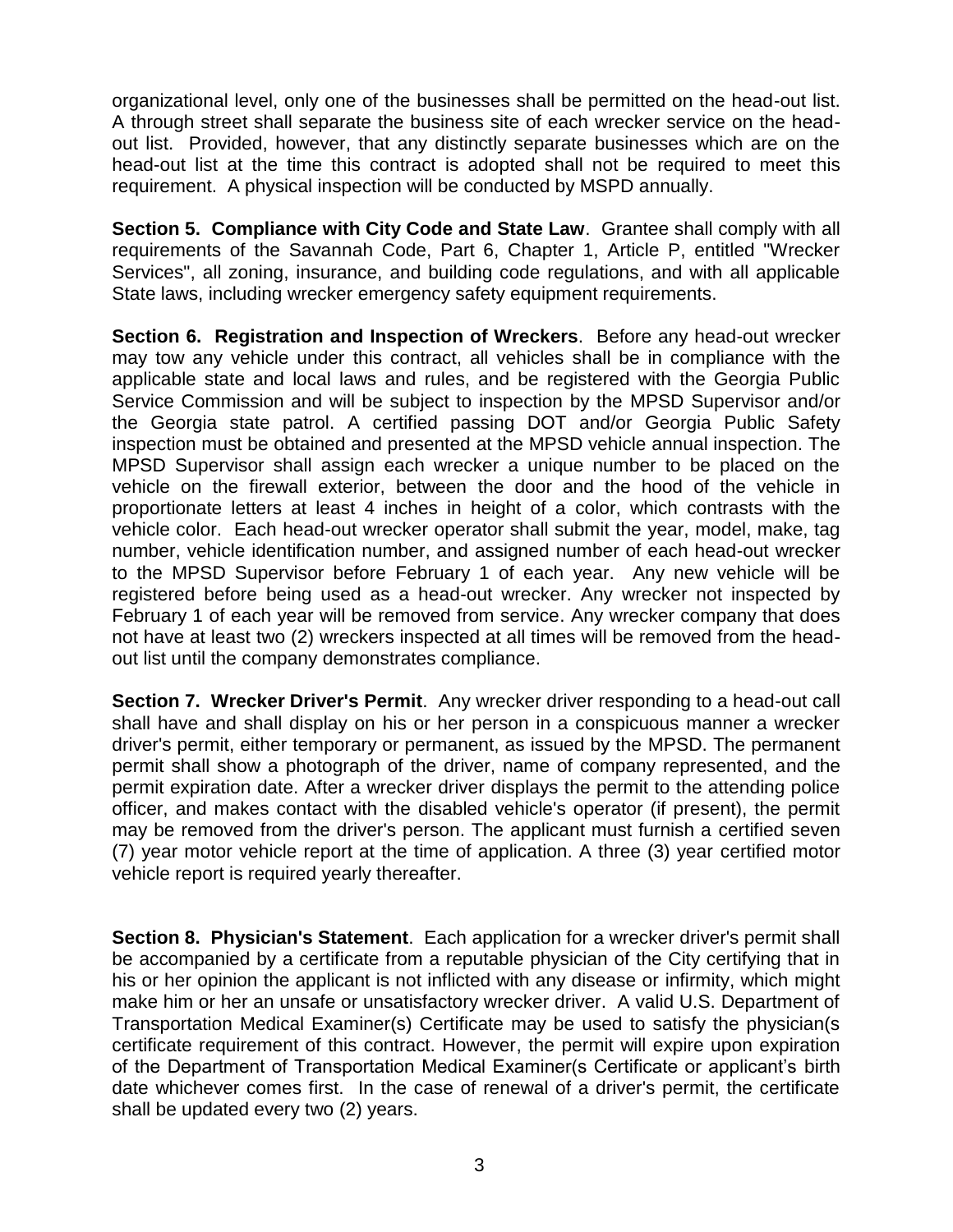organizational level, only one of the businesses shall be permitted on the head-out list. A through street shall separate the business site of each wrecker service on the head-out list. Provided, however, that any distinctly separate businesses which are on the head-out list at the time this contract is adopted shall not be required to meet this requirement. A physical inspection will be conducted by MSPD annually.

**Section 5. Compliance with City Code and State Law**. Grantee shall comply with all requirements of the Savannah Code, Part 6, Chapter 1, Article P, entitled "Wrecker Services", all zoning, insurance, and building code regulations, and with all applicable State laws, including wrecker emergency safety equipment requirements.

**Section 6. Registration and Inspection of Wreckers**. Before any head-out wrecker may tow any vehicle under this contract, all vehicles shall be in compliance with the applicable state and local laws and rules, and be registered with the Georgia Public Service Commission and will be subject to inspection by the MPSD Supervisor and/or the Georgia state patrol. A certified passing DOT and/or Georgia Public Safety inspection must be obtained and presented at the MPSD vehicle annual inspection. The MPSD Supervisor shall assign each wrecker a unique number to be placed on the vehicle on the firewall exterior, between the door and the hood of the vehicle in proportionate letters at least 4 inches in height of a color, which contrasts with the vehicle color. Each head-out wrecker operator shall submit the year, model, make, tag number, vehicle identification number, and assigned number of each head-out wrecker to the MPSD Supervisor before February 1 of each year. Any new vehicle will be registered before being used as a head-out wrecker. Any wrecker not inspected by February 1 of each year will be removed from service. Any wrecker company that does not have at least two (2) wreckers inspected at all times will be removed from the head-out list until the company demonstrates compliance.

**Section 7. Wrecker Driver's Permit**. Any wrecker driver responding to a head-out call shall have and shall display on his or her person in a conspicuous manner a wrecker driver's permit, either temporary or permanent, as issued by the MPSD. The permanent permit shall show a photograph of the driver, name of company represented, and the permit expiration date. After a wrecker driver displays the permit to the attending police officer, and makes contact with the disabled vehicle's operator (if present), the permit may be removed from the driver's person. The applicant must furnish a certified seven (7) year motor vehicle report at the time of application. A three (3) year certified motor vehicle report is required yearly thereafter.

**Section 8. Physician's Statement**. Each application for a wrecker driver's permit shall be accompanied by a certificate from a reputable physician of the City certifying that in his or her opinion the applicant is not inflicted with any disease or infirmity, which might make him or her an unsafe or unsatisfactory wrecker driver. A valid U.S. Department of Transportation Medical Examiner(s) Certificate may be used to satisfy the physician(s certificate requirement of this contract. However, the permit will expire upon expiration of the Department of Transportation Medical Examiner(s Certificate or applicant's birth date whichever comes first. In the case of renewal of a driver's permit, the certificate shall be updated every two (2) years.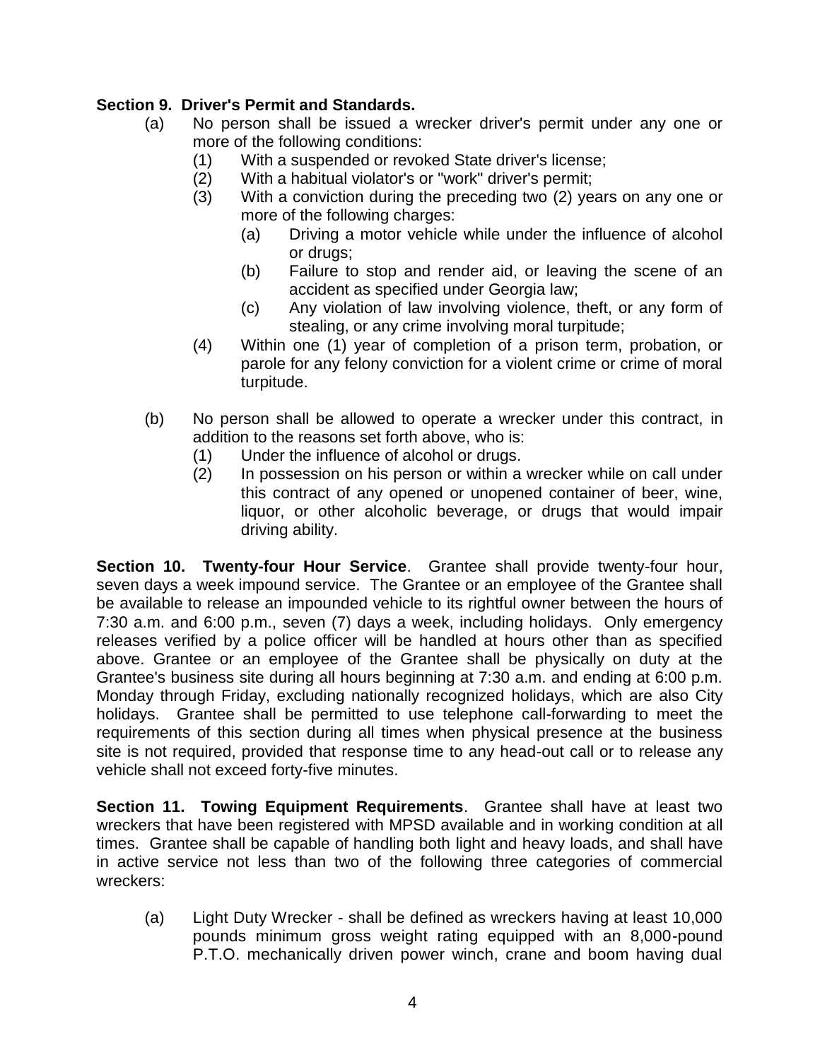**Section 9. Driver's Permit and Standards.**

(a) No person shall be issued a wrecker driver's permit under any one or more of the following conditions:

   (1) With a suspended or revoked State driver's license;

   (2) With a habitual violator's or "work" driver's permit;

   (3) With a conviction during the preceding two (2) years on any one or more of the following charges:

      (a) Driving a motor vehicle while under the influence of alcohol or drugs;

      (b) Failure to stop and render aid, or leaving the scene of an accident as specified under Georgia law;

      (c) Any violation of law involving violence, theft, or any form of stealing, or any crime involving moral turpitude;

   (4) Within one (1) year of completion of a prison term, probation, or parole for any felony conviction for a violent crime or crime of moral turpitude.

(b) No person shall be allowed to operate a wrecker under this contract, in addition to the reasons set forth above, who is:

   (1) Under the influence of alcohol or drugs.

   (2) In possession on his person or within a wrecker while on call under this contract of any opened or unopened container of beer, wine, liquor, or other alcoholic beverage, or drugs that would impair driving ability.

**Section 10. Twenty-four Hour Service**. Grantee shall provide twenty-four hour, seven days a week impound service. The Grantee or an employee of the Grantee shall be available to release an impounded vehicle to its rightful owner between the hours of 7:30 a.m. and 6:00 p.m., seven (7) days a week, including holidays. Only emergency releases verified by a police officer will be handled at hours other than as specified above. Grantee or an employee of the Grantee shall be physically on duty at the Grantee's business site during all hours beginning at 7:30 a.m. and ending at 6:00 p.m. Monday through Friday, excluding nationally recognized holidays, which are also City holidays. Grantee shall be permitted to use telephone call-forwarding to meet the requirements of this section during all times when physical presence at the business site is not required, provided that response time to any head-out call or to release any vehicle shall not exceed forty-five minutes.

**Section 11. Towing Equipment Requirements**. Grantee shall have at least two wreckers that have been registered with MPSD available and in working condition at all times. Grantee shall be capable of handling both light and heavy loads, and shall have in active service not less than two of the following three categories of commercial wreckers:

(a) Light Duty Wrecker - shall be defined as wreckers having at least 10,000 pounds minimum gross weight rating equipped with an 8,000-pound P.T.O. mechanically driven power winch, crane and boom having dual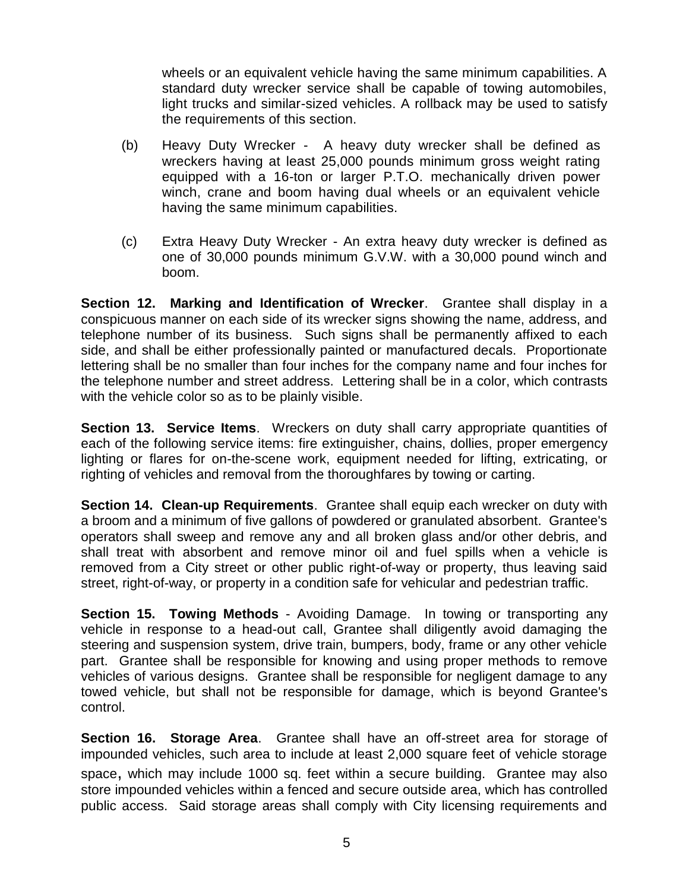wheels or an equivalent vehicle having the same minimum capabilities. A standard duty wrecker service shall be capable of towing automobiles, light trucks and similar-sized vehicles. A rollback may be used to satisfy the requirements of this section.

(b) Heavy Duty Wrecker - A heavy duty wrecker shall be defined as wreckers having at least 25,000 pounds minimum gross weight rating equipped with a 16-ton or larger P.T.O. mechanically driven power winch, crane and boom having dual wheels or an equivalent vehicle having the same minimum capabilities.

(c) Extra Heavy Duty Wrecker - An extra heavy duty wrecker is defined as one of 30,000 pounds minimum G.V.W. with a 30,000 pound winch and boom.

**Section 12. Marking and Identification of Wrecker**. Grantee shall display in a conspicuous manner on each side of its wrecker signs showing the name, address, and telephone number of its business. Such signs shall be permanently affixed to each side, and shall be either professionally painted or manufactured decals. Proportionate lettering shall be no smaller than four inches for the company name and four inches for the telephone number and street address. Lettering shall be in a color, which contrasts with the vehicle color so as to be plainly visible.

**Section 13. Service Items**. Wreckers on duty shall carry appropriate quantities of each of the following service items: fire extinguisher, chains, dollies, proper emergency lighting or flares for on-the-scene work, equipment needed for lifting, extricating, or righting of vehicles and removal from the thoroughfares by towing or carting.

**Section 14. Clean-up Requirements**. Grantee shall equip each wrecker on duty with a broom and a minimum of five gallons of powdered or granulated absorbent. Grantee's operators shall sweep and remove any and all broken glass and/or other debris, and shall treat with absorbent and remove minor oil and fuel spills when a vehicle is removed from a City street or other public right-of-way or property, thus leaving said street, right-of-way, or property in a condition safe for vehicular and pedestrian traffic.

**Section 15. Towing Methods** - Avoiding Damage. In towing or transporting any vehicle in response to a head-out call, Grantee shall diligently avoid damaging the steering and suspension system, drive train, bumpers, body, frame or any other vehicle part. Grantee shall be responsible for knowing and using proper methods to remove vehicles of various designs. Grantee shall be responsible for negligent damage to any towed vehicle, but shall not be responsible for damage, which is beyond Grantee's control.

**Section 16. Storage Area**. Grantee shall have an off-street area for storage of impounded vehicles, such area to include at least 2,000 square feet of vehicle storage space**,** which may include 1000 sq. feet within a secure building. Grantee may also store impounded vehicles within a fenced and secure outside area, which has controlled public access. Said storage areas shall comply with City licensing requirements and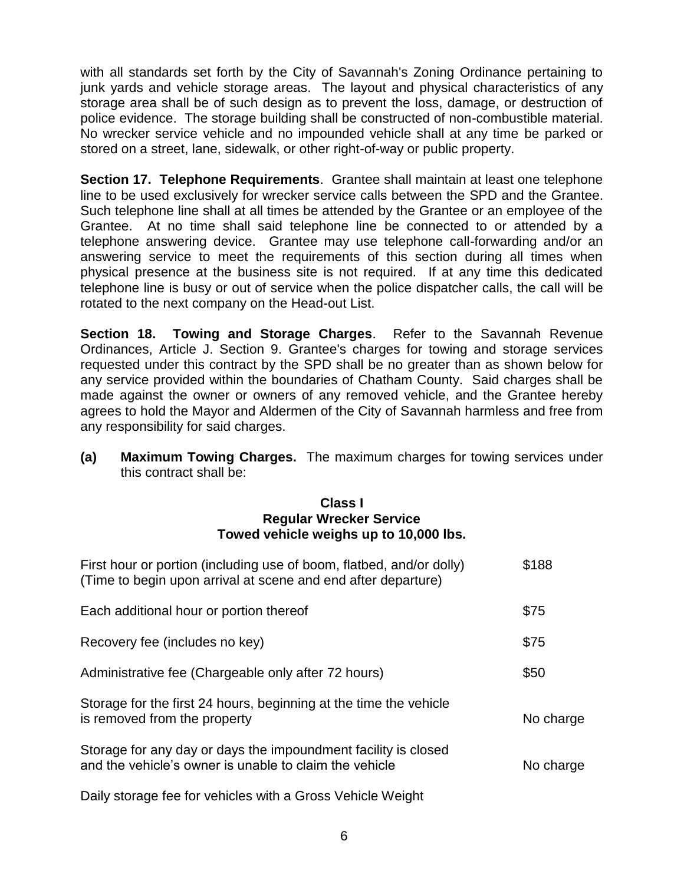with all standards set forth by the City of Savannah's Zoning Ordinance pertaining to junk yards and vehicle storage areas. The layout and physical characteristics of any storage area shall be of such design as to prevent the loss, damage, or destruction of police evidence. The storage building shall be constructed of non-combustible material. No wrecker service vehicle and no impounded vehicle shall at any time be parked or stored on a street, lane, sidewalk, or other right-of-way or public property.

**Section 17. Telephone Requirements**. Grantee shall maintain at least one telephone line to be used exclusively for wrecker service calls between the SPD and the Grantee. Such telephone line shall at all times be attended by the Grantee or an employee of the Grantee. At no time shall said telephone line be connected to or attended by a telephone answering device. Grantee may use telephone call-forwarding and/or an answering service to meet the requirements of this section during all times when physical presence at the business site is not required. If at any time this dedicated telephone line is busy or out of service when the police dispatcher calls, the call will be rotated to the next company on the Head-out List.

**Section 18. Towing and Storage Charges**. Refer to the Savannah Revenue Ordinances, Article J. Section 9. Grantee's charges for towing and storage services requested under this contract by the SPD shall be no greater than as shown below for any service provided within the boundaries of Chatham County. Said charges shall be made against the owner or owners of any removed vehicle, and the Grantee hereby agrees to hold the Mayor and Aldermen of the City of Savannah harmless and free from any responsibility for said charges.

**(a) Maximum Towing Charges.** The maximum charges for towing services under this contract shall be:

**Class I**
**Regular Wrecker Service**
**Towed vehicle weighs up to 10,000 lbs.**

| | |
|---|---|
| First hour or portion (including use of boom, flatbed, and/or dolly) (Time to begin upon arrival at scene and end after departure) | \$188 |
| Each additional hour or portion thereof | \$75 |
| Recovery fee (includes no key) | \$75 |
| Administrative fee (Chargeable only after 72 hours) | \$50 |
| Storage for the first 24 hours, beginning at the time the vehicle is removed from the property | No charge |
| Storage for any day or days the impoundment facility is closed and the vehicle's owner is unable to claim the vehicle | No charge |

Daily storage fee for vehicles with a Gross Vehicle Weight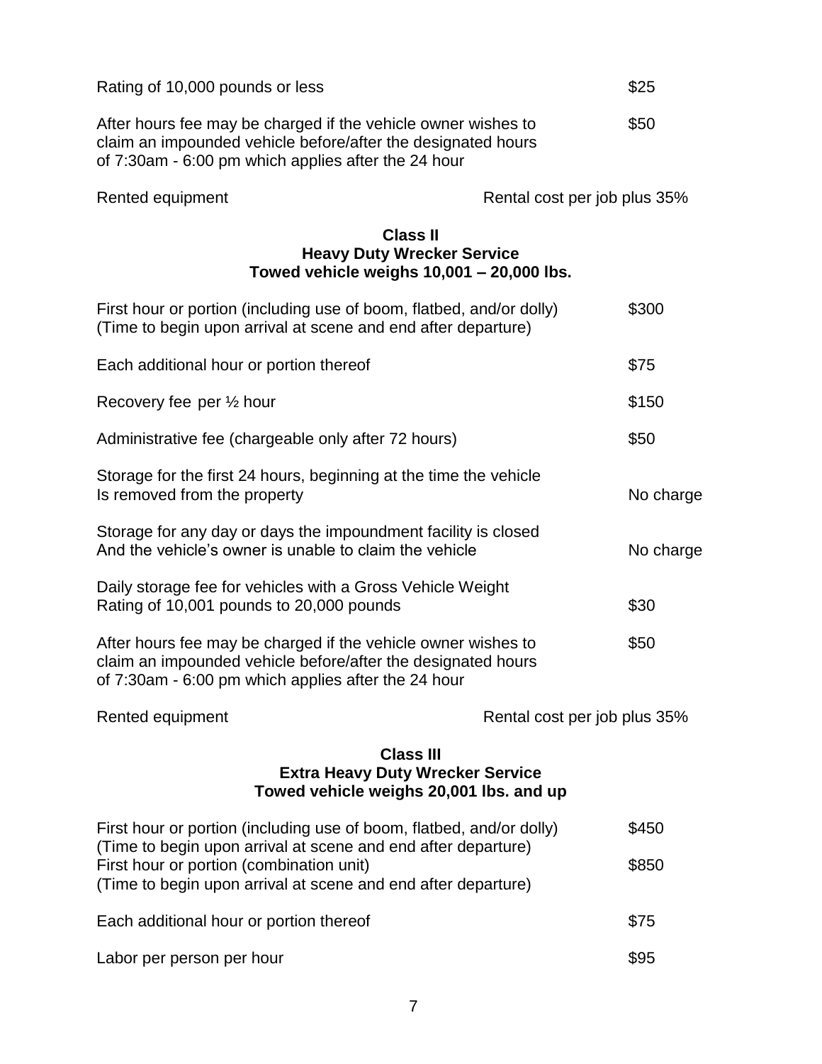| | |
|---|---|
| Rating of 10,000 pounds or less | $25 |
| After hours fee may be charged if the vehicle owner wishes to claim an impounded vehicle before/after the designated hours of 7:30am - 6:00 pm which applies after the 24 hour | $50 |
| Rented equipment | Rental cost per job plus 35% |

**Class II**
**Heavy Duty Wrecker Service**
**Towed vehicle weighs 10,001 – 20,000 lbs.**

| | |
|---|---|
| First hour or portion (including use of boom, flatbed, and/or dolly) (Time to begin upon arrival at scene and end after departure) | $300 |
| Each additional hour or portion thereof | $75 |
| Recovery fee per ½ hour | $150 |
| Administrative fee (chargeable only after 72 hours) | $50 |
| Storage for the first 24 hours, beginning at the time the vehicle Is removed from the property | No charge |
| Storage for any day or days the impoundment facility is closed And the vehicle's owner is unable to claim the vehicle | No charge |
| Daily storage fee for vehicles with a Gross Vehicle Weight Rating of 10,001 pounds to 20,000 pounds | $30 |
| After hours fee may be charged if the vehicle owner wishes to claim an impounded vehicle before/after the designated hours of 7:30am - 6:00 pm which applies after the 24 hour | $50 |
| Rented equipment | Rental cost per job plus 35% |

**Class III**
**Extra Heavy Duty Wrecker Service**
**Towed vehicle weighs 20,001 lbs. and up**

| | |
|---|---|
| First hour or portion (including use of boom, flatbed, and/or dolly) (Time to begin upon arrival at scene and end after departure) | $450 |
| First hour or portion (combination unit) (Time to begin upon arrival at scene and end after departure) | $850 |
| Each additional hour or portion thereof | $75 |
| Labor per person per hour | $95 |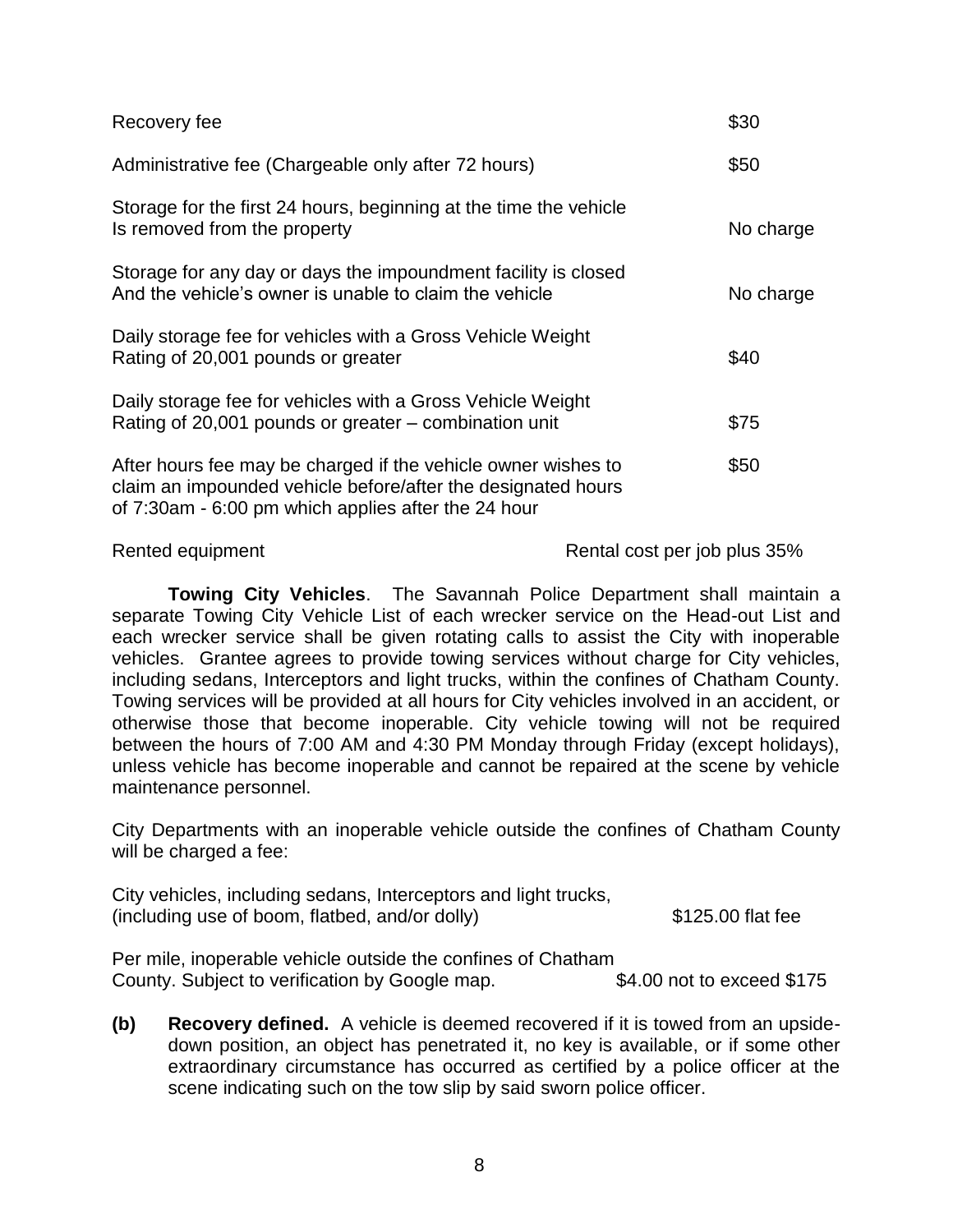| | |
|---|---|
| Recovery fee | $30 |
| Administrative fee (Chargeable only after 72 hours) | $50 |
| Storage for the first 24 hours, beginning at the time the vehicle Is removed from the property | No charge |
| Storage for any day or days the impoundment facility is closed And the vehicle's owner is unable to claim the vehicle | No charge |
| Daily storage fee for vehicles with a Gross Vehicle Weight Rating of 20,001 pounds or greater | $40 |
| Daily storage fee for vehicles with a Gross Vehicle Weight Rating of 20,001 pounds or greater – combination unit | $75 |
| After hours fee may be charged if the vehicle owner wishes to claim an impounded vehicle before/after the designated hours of 7:30am - 6:00 pm which applies after the 24 hour | $50 |
| Rented equipment | Rental cost per job plus 35% |

**Towing City Vehicles**. The Savannah Police Department shall maintain a separate Towing City Vehicle List of each wrecker service on the Head-out List and each wrecker service shall be given rotating calls to assist the City with inoperable vehicles. Grantee agrees to provide towing services without charge for City vehicles, including sedans, Interceptors and light trucks, within the confines of Chatham County. Towing services will be provided at all hours for City vehicles involved in an accident, or otherwise those that become inoperable. City vehicle towing will not be required between the hours of 7:00 AM and 4:30 PM Monday through Friday (except holidays), unless vehicle has become inoperable and cannot be repaired at the scene by vehicle maintenance personnel.

City Departments with an inoperable vehicle outside the confines of Chatham County will be charged a fee:

| | |
|---|---|
| City vehicles, including sedans, Interceptors and light trucks, (including use of boom, flatbed, and/or dolly) | $125.00 flat fee |
| Per mile, inoperable vehicle outside the confines of Chatham County. Subject to verification by Google map. | $4.00 not to exceed $175 |

**(b) Recovery defined.** A vehicle is deemed recovered if it is towed from an upside-down position, an object has penetrated it, no key is available, or if some other extraordinary circumstance has occurred as certified by a police officer at the scene indicating such on the tow slip by said sworn police officer.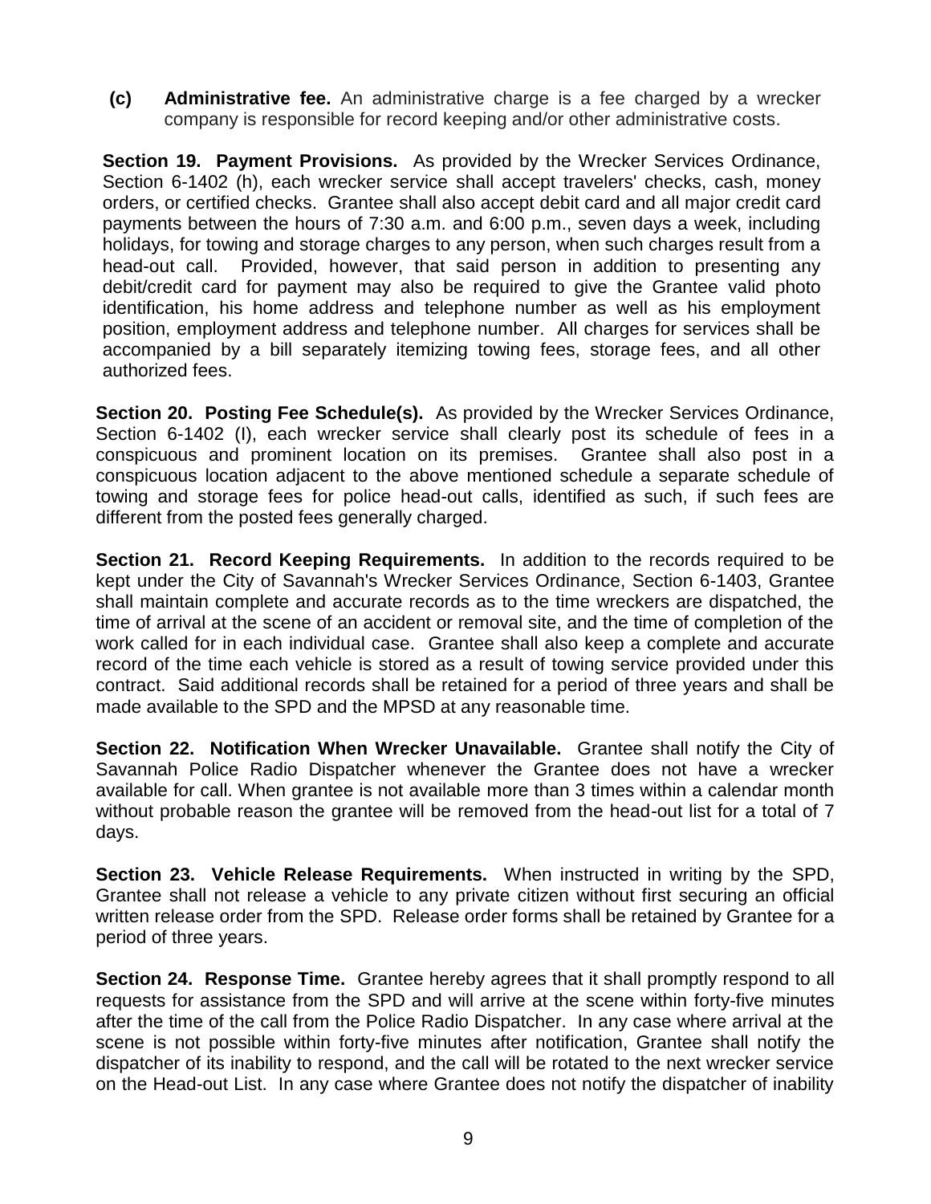**(c)** **Administrative fee.** An administrative charge is a fee charged by a wrecker company is responsible for record keeping and/or other administrative costs.

**Section 19. Payment Provisions.** As provided by the Wrecker Services Ordinance, Section 6-1402 (h), each wrecker service shall accept travelers' checks, cash, money orders, or certified checks. Grantee shall also accept debit card and all major credit card payments between the hours of 7:30 a.m. and 6:00 p.m., seven days a week, including holidays, for towing and storage charges to any person, when such charges result from a head-out call. Provided, however, that said person in addition to presenting any debit/credit card for payment may also be required to give the Grantee valid photo identification, his home address and telephone number as well as his employment position, employment address and telephone number. All charges for services shall be accompanied by a bill separately itemizing towing fees, storage fees, and all other authorized fees.

**Section 20. Posting Fee Schedule(s).** As provided by the Wrecker Services Ordinance, Section 6-1402 (I), each wrecker service shall clearly post its schedule of fees in a conspicuous and prominent location on its premises. Grantee shall also post in a conspicuous location adjacent to the above mentioned schedule a separate schedule of towing and storage fees for police head-out calls, identified as such, if such fees are different from the posted fees generally charged.

**Section 21. Record Keeping Requirements.** In addition to the records required to be kept under the City of Savannah's Wrecker Services Ordinance, Section 6-1403, Grantee shall maintain complete and accurate records as to the time wreckers are dispatched, the time of arrival at the scene of an accident or removal site, and the time of completion of the work called for in each individual case. Grantee shall also keep a complete and accurate record of the time each vehicle is stored as a result of towing service provided under this contract. Said additional records shall be retained for a period of three years and shall be made available to the SPD and the MPSD at any reasonable time.

**Section 22. Notification When Wrecker Unavailable.** Grantee shall notify the City of Savannah Police Radio Dispatcher whenever the Grantee does not have a wrecker available for call. When grantee is not available more than 3 times within a calendar month without probable reason the grantee will be removed from the head-out list for a total of 7 days.

**Section 23. Vehicle Release Requirements.** When instructed in writing by the SPD, Grantee shall not release a vehicle to any private citizen without first securing an official written release order from the SPD. Release order forms shall be retained by Grantee for a period of three years.

**Section 24. Response Time.** Grantee hereby agrees that it shall promptly respond to all requests for assistance from the SPD and will arrive at the scene within forty-five minutes after the time of the call from the Police Radio Dispatcher. In any case where arrival at the scene is not possible within forty-five minutes after notification, Grantee shall notify the dispatcher of its inability to respond, and the call will be rotated to the next wrecker service on the Head-out List. In any case where Grantee does not notify the dispatcher of inability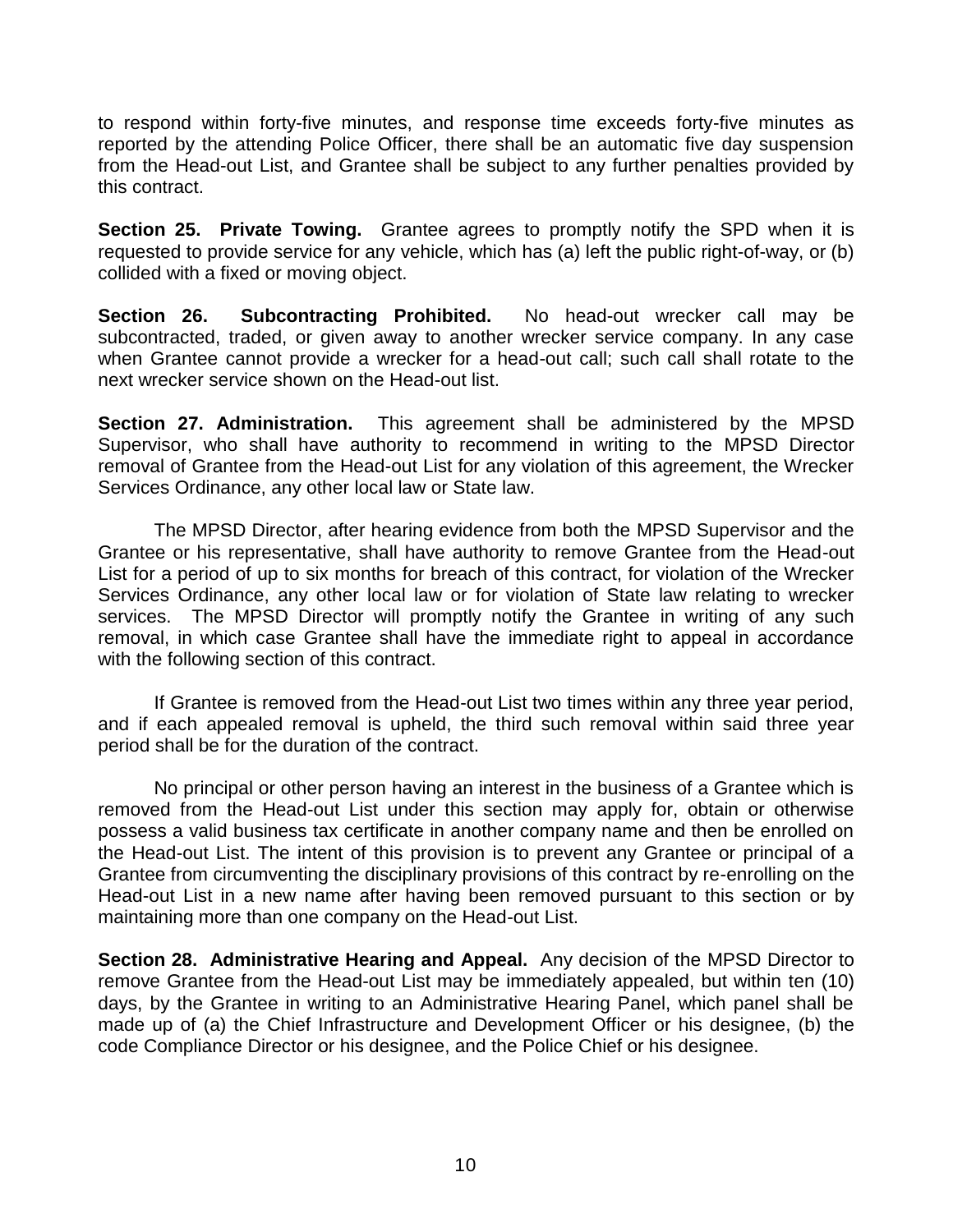to respond within forty-five minutes, and response time exceeds forty-five minutes as reported by the attending Police Officer, there shall be an automatic five day suspension from the Head-out List, and Grantee shall be subject to any further penalties provided by this contract.

**Section 25. Private Towing.** Grantee agrees to promptly notify the SPD when it is requested to provide service for any vehicle, which has (a) left the public right-of-way, or (b) collided with a fixed or moving object.

**Section 26. Subcontracting Prohibited.** No head-out wrecker call may be subcontracted, traded, or given away to another wrecker service company. In any case when Grantee cannot provide a wrecker for a head-out call; such call shall rotate to the next wrecker service shown on the Head-out list.

**Section 27. Administration.** This agreement shall be administered by the MPSD Supervisor, who shall have authority to recommend in writing to the MPSD Director removal of Grantee from the Head-out List for any violation of this agreement, the Wrecker Services Ordinance, any other local law or State law.

The MPSD Director, after hearing evidence from both the MPSD Supervisor and the Grantee or his representative, shall have authority to remove Grantee from the Head-out List for a period of up to six months for breach of this contract, for violation of the Wrecker Services Ordinance, any other local law or for violation of State law relating to wrecker services. The MPSD Director will promptly notify the Grantee in writing of any such removal, in which case Grantee shall have the immediate right to appeal in accordance with the following section of this contract.

If Grantee is removed from the Head-out List two times within any three year period, and if each appealed removal is upheld, the third such removal within said three year period shall be for the duration of the contract.

No principal or other person having an interest in the business of a Grantee which is removed from the Head-out List under this section may apply for, obtain or otherwise possess a valid business tax certificate in another company name and then be enrolled on the Head-out List. The intent of this provision is to prevent any Grantee or principal of a Grantee from circumventing the disciplinary provisions of this contract by re-enrolling on the Head-out List in a new name after having been removed pursuant to this section or by maintaining more than one company on the Head-out List.

**Section 28. Administrative Hearing and Appeal.** Any decision of the MPSD Director to remove Grantee from the Head-out List may be immediately appealed, but within ten (10) days, by the Grantee in writing to an Administrative Hearing Panel, which panel shall be made up of (a) the Chief Infrastructure and Development Officer or his designee, (b) the code Compliance Director or his designee, and the Police Chief or his designee.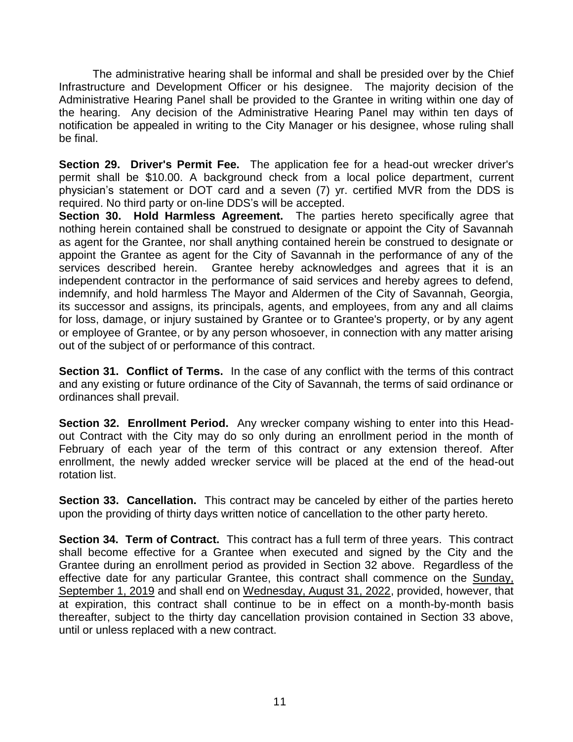The administrative hearing shall be informal and shall be presided over by the Chief Infrastructure and Development Officer or his designee. The majority decision of the Administrative Hearing Panel shall be provided to the Grantee in writing within one day of the hearing. Any decision of the Administrative Hearing Panel may within ten days of notification be appealed in writing to the City Manager or his designee, whose ruling shall be final.

**Section 29. Driver's Permit Fee.** The application fee for a head-out wrecker driver's permit shall be $10.00. A background check from a local police department, current physician's statement or DOT card and a seven (7) yr. certified MVR from the DDS is required. No third party or on-line DDS's will be accepted.

**Section 30. Hold Harmless Agreement.** The parties hereto specifically agree that nothing herein contained shall be construed to designate or appoint the City of Savannah as agent for the Grantee, nor shall anything contained herein be construed to designate or appoint the Grantee as agent for the City of Savannah in the performance of any of the services described herein. Grantee hereby acknowledges and agrees that it is an independent contractor in the performance of said services and hereby agrees to defend, indemnify, and hold harmless The Mayor and Aldermen of the City of Savannah, Georgia, its successor and assigns, its principals, agents, and employees, from any and all claims for loss, damage, or injury sustained by Grantee or to Grantee's property, or by any agent or employee of Grantee, or by any person whosoever, in connection with any matter arising out of the subject of or performance of this contract.

**Section 31. Conflict of Terms.** In the case of any conflict with the terms of this contract and any existing or future ordinance of the City of Savannah, the terms of said ordinance or ordinances shall prevail.

**Section 32. Enrollment Period.** Any wrecker company wishing to enter into this Head-out Contract with the City may do so only during an enrollment period in the month of February of each year of the term of this contract or any extension thereof. After enrollment, the newly added wrecker service will be placed at the end of the head-out rotation list.

**Section 33. Cancellation.** This contract may be canceled by either of the parties hereto upon the providing of thirty days written notice of cancellation to the other party hereto.

**Section 34. Term of Contract.** This contract has a full term of three years. This contract shall become effective for a Grantee when executed and signed by the City and the Grantee during an enrollment period as provided in Section 32 above. Regardless of the effective date for any particular Grantee, this contract shall commence on the Sunday, September 1, 2019 and shall end on Wednesday, August 31, 2022, provided, however, that at expiration, this contract shall continue to be in effect on a month-by-month basis thereafter, subject to the thirty day cancellation provision contained in Section 33 above, until or unless replaced with a new contract.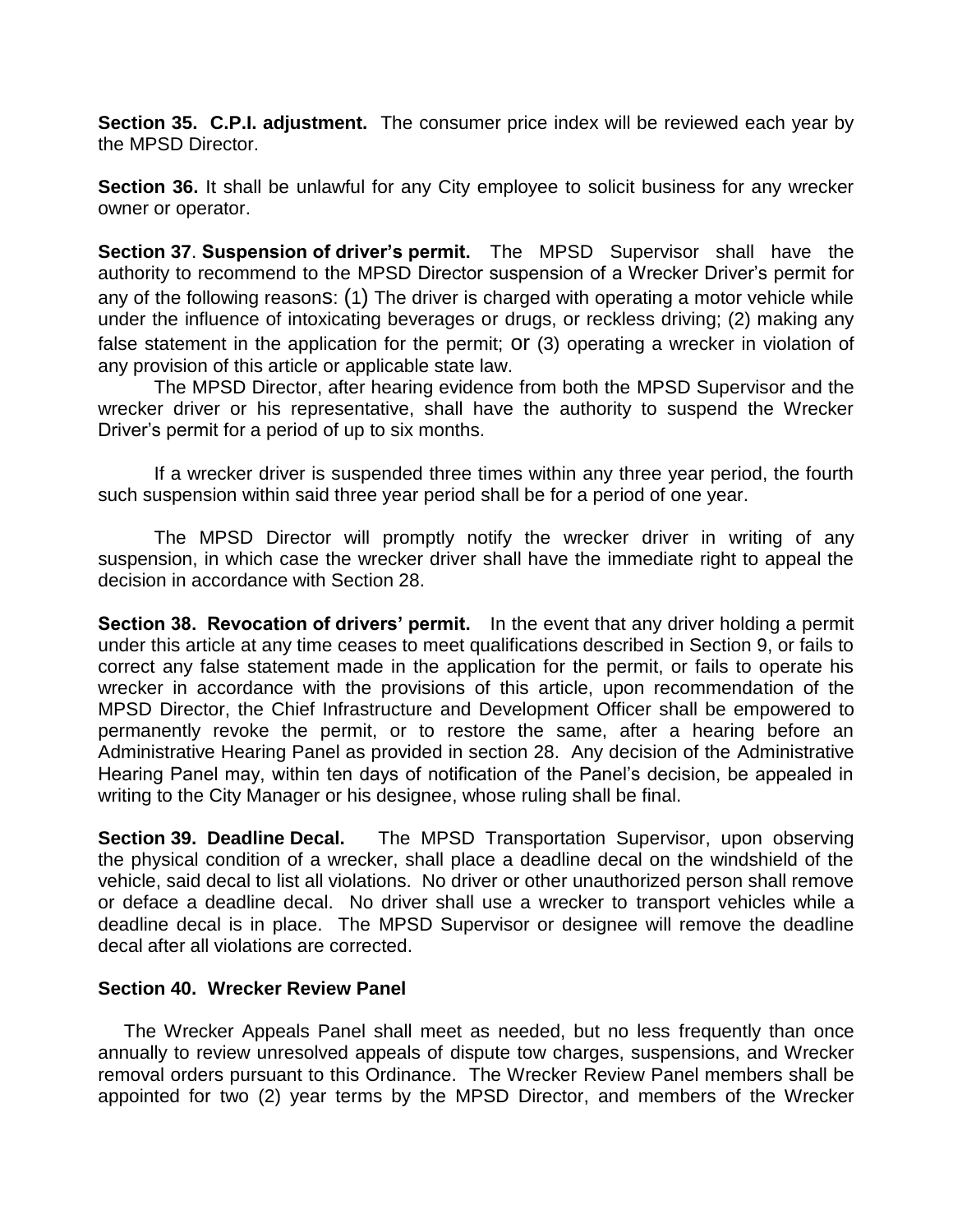**Section 35. C.P.I. adjustment.** The consumer price index will be reviewed each year by the MPSD Director.

**Section 36.** It shall be unlawful for any City employee to solicit business for any wrecker owner or operator.

**Section 37**. **Suspension of driver's permit.** The MPSD Supervisor shall have the authority to recommend to the MPSD Director suspension of a Wrecker Driver's permit for any of the following reasons: (1) The driver is charged with operating a motor vehicle while under the influence of intoxicating beverages or drugs, or reckless driving; (2) making any false statement in the application for the permit; or (3) operating a wrecker in violation of any provision of this article or applicable state law.

The MPSD Director, after hearing evidence from both the MPSD Supervisor and the wrecker driver or his representative, shall have the authority to suspend the Wrecker Driver's permit for a period of up to six months.

If a wrecker driver is suspended three times within any three year period, the fourth such suspension within said three year period shall be for a period of one year.

The MPSD Director will promptly notify the wrecker driver in writing of any suspension, in which case the wrecker driver shall have the immediate right to appeal the decision in accordance with Section 28.

**Section 38. Revocation of drivers' permit.** In the event that any driver holding a permit under this article at any time ceases to meet qualifications described in Section 9, or fails to correct any false statement made in the application for the permit, or fails to operate his wrecker in accordance with the provisions of this article, upon recommendation of the MPSD Director, the Chief Infrastructure and Development Officer shall be empowered to permanently revoke the permit, or to restore the same, after a hearing before an Administrative Hearing Panel as provided in section 28. Any decision of the Administrative Hearing Panel may, within ten days of notification of the Panel's decision, be appealed in writing to the City Manager or his designee, whose ruling shall be final.

**Section 39. Deadline Decal.** The MPSD Transportation Supervisor, upon observing the physical condition of a wrecker, shall place a deadline decal on the windshield of the vehicle, said decal to list all violations. No driver or other unauthorized person shall remove or deface a deadline decal. No driver shall use a wrecker to transport vehicles while a deadline decal is in place. The MPSD Supervisor or designee will remove the deadline decal after all violations are corrected.

**Section 40. Wrecker Review Panel**

The Wrecker Appeals Panel shall meet as needed, but no less frequently than once annually to review unresolved appeals of dispute tow charges, suspensions, and Wrecker removal orders pursuant to this Ordinance. The Wrecker Review Panel members shall be appointed for two (2) year terms by the MPSD Director, and members of the Wrecker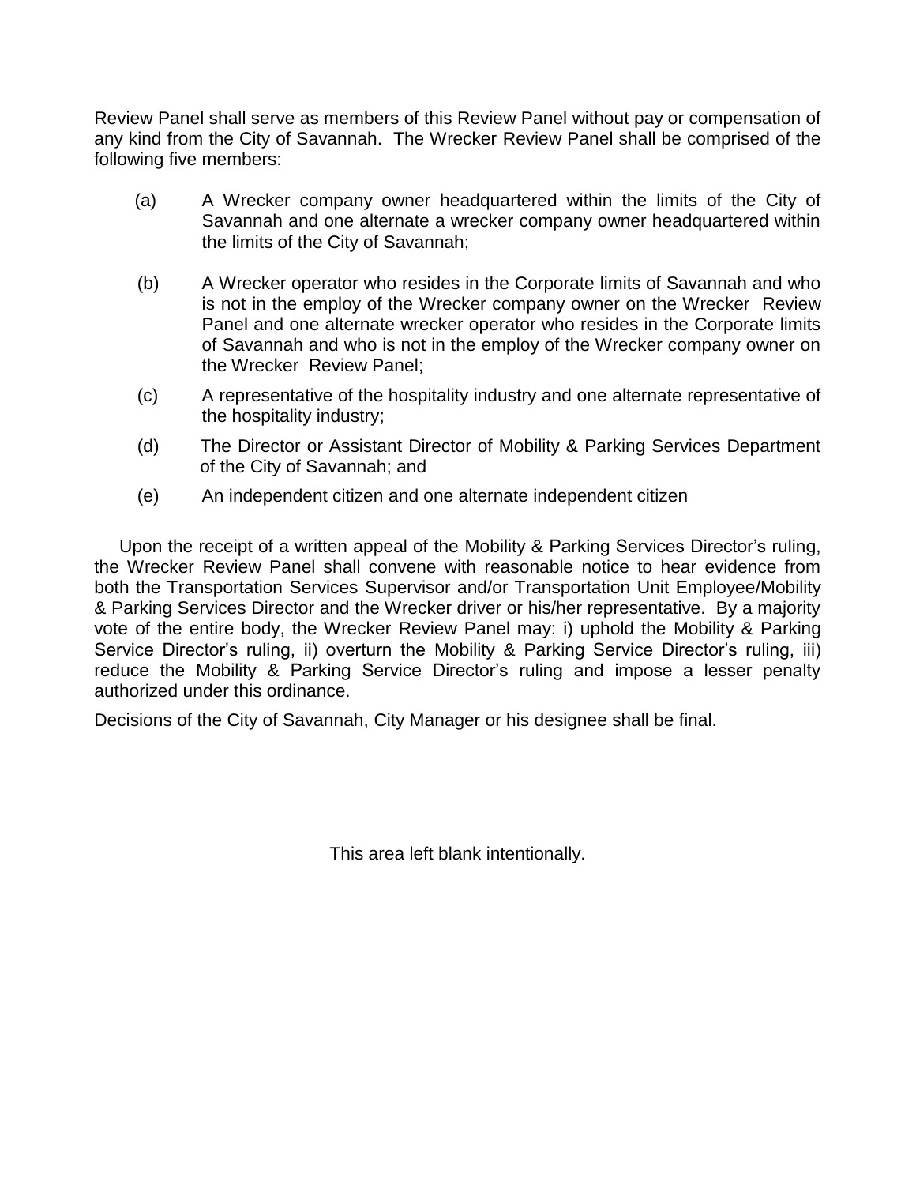Review Panel shall serve as members of this Review Panel without pay or compensation of any kind from the City of Savannah. The Wrecker Review Panel shall be comprised of the following five members:

(a) A Wrecker company owner headquartered within the limits of the City of Savannah and one alternate a wrecker company owner headquartered within the limits of the City of Savannah;

(b) A Wrecker operator who resides in the Corporate limits of Savannah and who is not in the employ of the Wrecker company owner on the Wrecker Review Panel and one alternate wrecker operator who resides in the Corporate limits of Savannah and who is not in the employ of the Wrecker company owner on the Wrecker Review Panel;

(c) A representative of the hospitality industry and one alternate representative of the hospitality industry;

(d) The Director or Assistant Director of Mobility & Parking Services Department of the City of Savannah; and

(e) An independent citizen and one alternate independent citizen

Upon the receipt of a written appeal of the Mobility & Parking Services Director's ruling, the Wrecker Review Panel shall convene with reasonable notice to hear evidence from both the Transportation Services Supervisor and/or Transportation Unit Employee/Mobility & Parking Services Director and the Wrecker driver or his/her representative. By a majority vote of the entire body, the Wrecker Review Panel may: i) uphold the Mobility & Parking Service Director's ruling, ii) overturn the Mobility & Parking Service Director's ruling, iii) reduce the Mobility & Parking Service Director's ruling and impose a lesser penalty authorized under this ordinance.

Decisions of the City of Savannah, City Manager or his designee shall be final.

This area left blank intentionally.